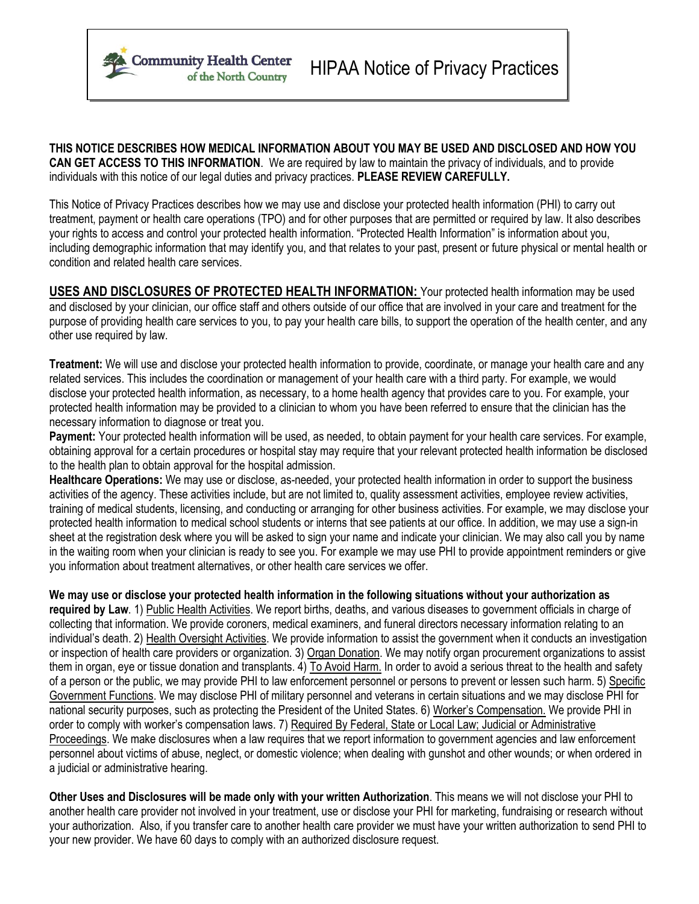Community Health Center of the North Country

# HIPAA Notice of Privacy Practices

**THIS NOTICE DESCRIBES HOW MEDICAL INFORMATION ABOUT YOU MAY BE USED AND DISCLOSED AND HOW YOU CAN GET ACCESS TO THIS INFORMATION**. We are required by law to maintain the privacy of individuals, and to provide individuals with this notice of our legal duties and privacy practices. **PLEASE REVIEW CAREFULLY.**

This Notice of Privacy Practices describes how we may use and disclose your protected health information (PHI) to carry out treatment, payment or health care operations (TPO) and for other purposes that are permitted or required by law. It also describes your rights to access and control your protected health information. "Protected Health Information" is information about you, including demographic information that may identify you, and that relates to your past, present or future physical or mental health or condition and related health care services.

**USES AND DISCLOSURES OF PROTECTED HEALTH INFORMATION:** Your protected health information may be used and disclosed by your clinician, our office staff and others outside of our office that are involved in your care and treatment for the purpose of providing health care services to you, to pay your health care bills, to support the operation of the health center, and any other use required by law.

**Treatment:** We will use and disclose your protected health information to provide, coordinate, or manage your health care and any related services. This includes the coordination or management of your health care with a third party. For example, we would disclose your protected health information, as necessary, to a home health agency that provides care to you. For example, your protected health information may be provided to a clinician to whom you have been referred to ensure that the clinician has the necessary information to diagnose or treat you.

**Payment:** Your protected health information will be used, as needed, to obtain payment for your health care services. For example, obtaining approval for a certain procedures or hospital stay may require that your relevant protected health information be disclosed to the health plan to obtain approval for the hospital admission.

**Healthcare Operations:** We may use or disclose, as-needed, your protected health information in order to support the business activities of the agency. These activities include, but are not limited to, quality assessment activities, employee review activities, training of medical students, licensing, and conducting or arranging for other business activities. For example, we may disclose your protected health information to medical school students or interns that see patients at our office. In addition, we may use a sign-in sheet at the registration desk where you will be asked to sign your name and indicate your clinician. We may also call you by name in the waiting room when your clinician is ready to see you. For example we may use PHI to provide appointment reminders or give you information about treatment alternatives, or other health care services we offer.

**We may use or disclose your protected health information in the following situations without your authorization as required by Law**. 1) Public Health Activities. We report births, deaths, and various diseases to government officials in charge of collecting that information. We provide coroners, medical examiners, and funeral directors necessary information relating to an individual's death. 2) Health Oversight Activities. We provide information to assist the government when it conducts an investigation or inspection of health care providers or organization. 3) Organ Donation. We may notify organ procurement organizations to assist them in organ, eye or tissue donation and transplants. 4) To Avoid Harm. In order to avoid a serious threat to the health and safety of a person or the public, we may provide PHI to law enforcement personnel or persons to prevent or lessen such harm. 5) Specific Government Functions. We may disclose PHI of military personnel and veterans in certain situations and we may disclose PHI for national security purposes, such as protecting the President of the United States. 6) Worker's Compensation. We provide PHI in order to comply with worker's compensation laws. 7) Required By Federal, State or Local Law; Judicial or Administrative Proceedings. We make disclosures when a law requires that we report information to government agencies and law enforcement personnel about victims of abuse, neglect, or domestic violence; when dealing with gunshot and other wounds; or when ordered in a judicial or administrative hearing.

**Other Uses and Disclosures will be made only with your written Authorization**. This means we will not disclose your PHI to another health care provider not involved in your treatment, use or disclose your PHI for marketing, fundraising or research without your authorization. Also, if you transfer care to another health care provider we must have your written authorization to send PHI to your new provider. We have 60 days to comply with an authorized disclosure request.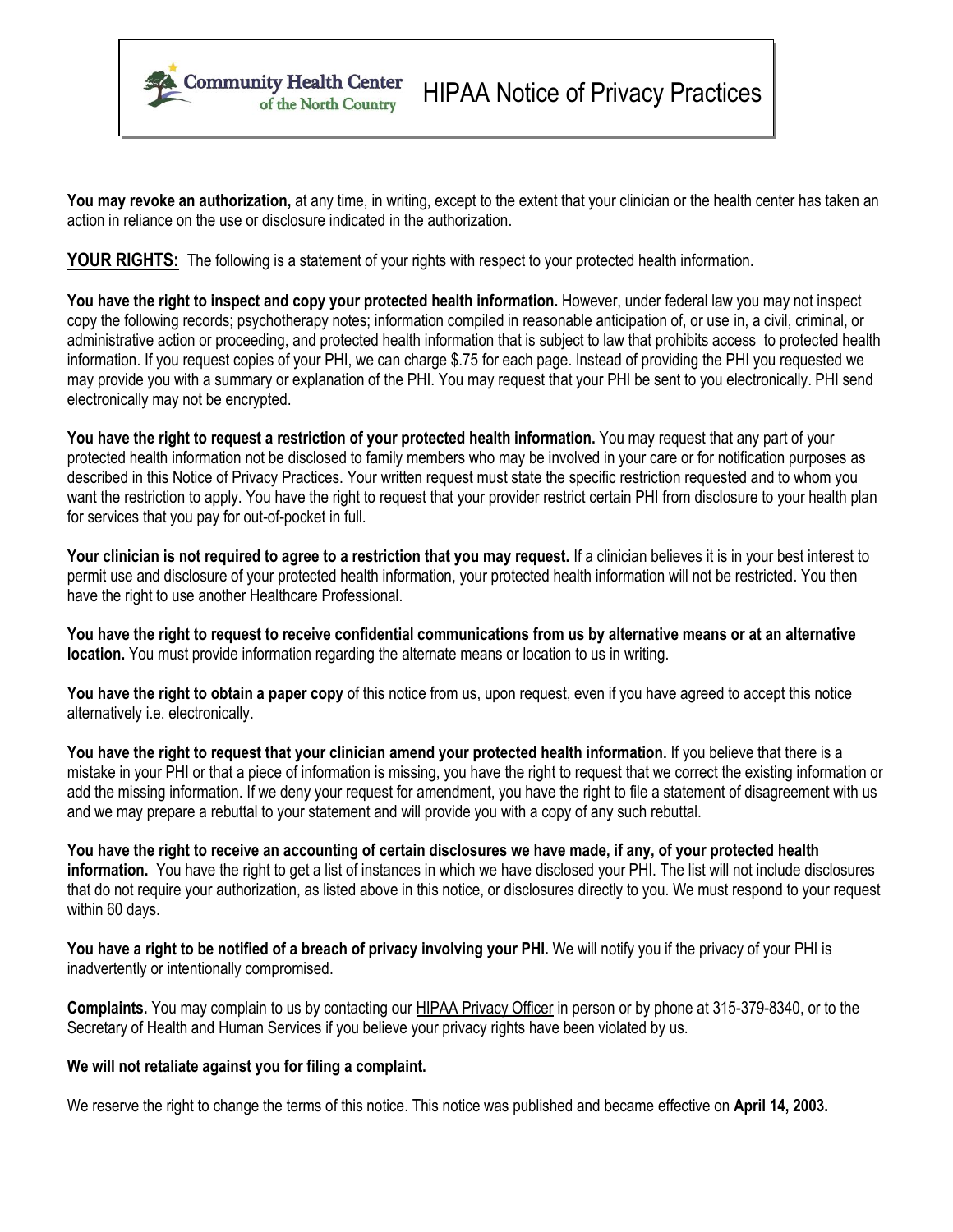You may revoke an authorization, at any time, in writing, except to the extent that your clinician or the health center has taken an action in reliance on the use or disclosure indicated in the authorization.

**YOUR RIGHTS:** The following is a statement of your rights with respect to your protected health information.

**You have the right to inspect and copy your protected health information.** However, under federal law you may not inspect copy the following records; psychotherapy notes; information compiled in reasonable anticipation of, or use in, a civil, criminal, or administrative action or proceeding, and protected health information that is subject to law that prohibits access to protected health information. If you request copies of your PHI, we can charge $.75 for each page. Instead of providing the PHI you requested we may provide you with a summary or explanation of the PHI. You may request that your PHI be sent to you electronically. PHI send electronically may not be encrypted.

**You have the right to request a restriction of your protected health information.** You may request that any part of your protected health information not be disclosed to family members who may be involved in your care or for notification purposes as described in this Notice of Privacy Practices. Your written request must state the specific restriction requested and to whom you want the restriction to apply. You have the right to request that your provider restrict certain PHI from disclosure to your health plan for services that you pay for out-of-pocket in full.

**Your clinician is not required to agree to a restriction that you may request.** If a clinician believes it is in your best interest to permit use and disclosure of your protected health information, your protected health information will not be restricted. You then have the right to use another Healthcare Professional.

**You have the right to request to receive confidential communications from us by alternative means or at an alternative location.** You must provide information regarding the alternate means or location to us in writing.

**You have the right to obtain a paper copy** of this notice from us, upon request, even if you have agreed to accept this notice alternatively i.e. electronically.

**You have the right to request that your clinician amend your protected health information.** If you believe that there is a mistake in your PHI or that a piece of information is missing, you have the right to request that we correct the existing information or add the missing information. If we deny your request for amendment, you have the right to file a statement of disagreement with us and we may prepare a rebuttal to your statement and will provide you with a copy of any such rebuttal.

**You have the right to receive an accounting of certain disclosures we have made, if any, of your protected health information.** You have the right to get a list of instances in which we have disclosed your PHI. The list will not include disclosures that do not require your authorization, as listed above in this notice, or disclosures directly to you. We must respond to your request within 60 days.

**You have a right to be notified of a breach of privacy involving your PHI.** We will notify you if the privacy of your PHI is inadvertently or intentionally compromised.

**Complaints.** You may complain to us by contacting our HIPAA Privacy Officer in person or by phone at 315-379-8340, or to the Secretary of Health and Human Services if you believe your privacy rights have been violated by us.

**We will not retaliate against you for filing a complaint.**

We reserve the right to change the terms of this notice. This notice was published and became effective on **April 14, 2003.**